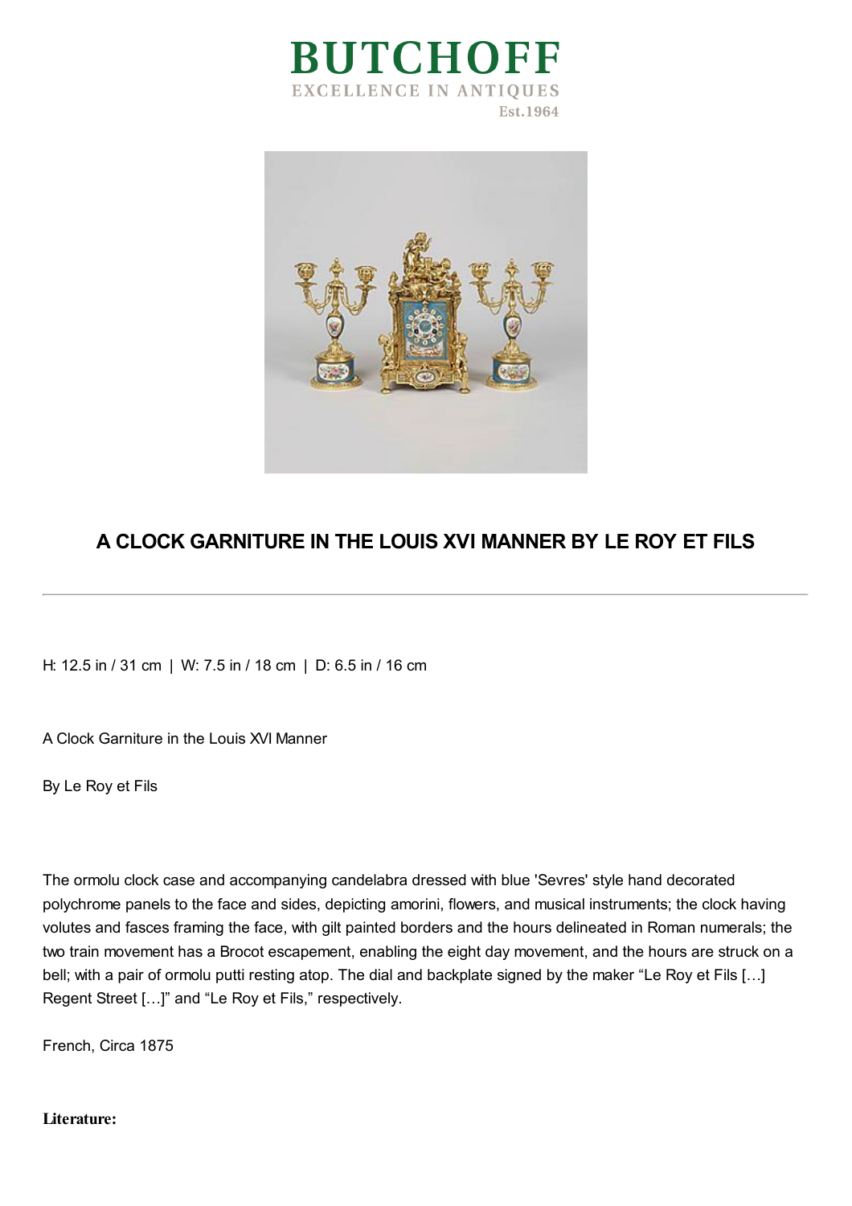# BUTCHOFF

EXCELLENCE IN ANTIQUES

Est.1964

## A CLOCK GARNITURE IN THE LOUIS XVI MANNER BY LE ROY ET FILS

---

H: 12.5 in / 31 cm | W: 7.5 in / 18 cm | D: 6.5 in / 16 cm

A Clock Garniture in the Louis XVI Manner

By Le Roy et Fils

The ormolu clock case and accompanying candelabra dressed with blue 'Sevres' style hand decorated polychrome panels to the face and sides, depicting amorini, flowers, and musical instruments; the clock having volutes and fasces framing the face, with gilt painted borders and the hours delineated in Roman numerals; the two train movement has a Brocot escapement, enabling the eight day movement, and the hours are struck on a bell; with a pair of ormolu putti resting atop. The dial and backplate signed by the maker “Le Roy et Fils […] Regent Street […]” and “Le Roy et Fils,” respectively.

French, Circa 1875

**Literature:**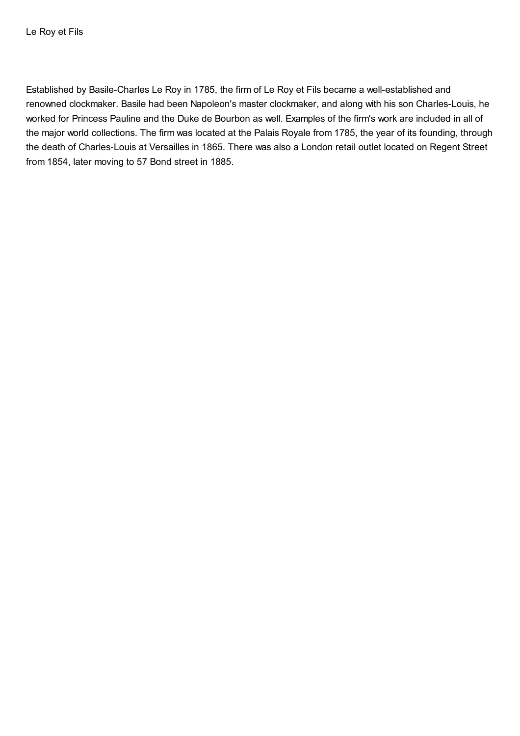# Le Roy et Fils

Established by Basile-Charles Le Roy in 1785, the firm of Le Roy et Fils became a well-established and renowned clockmaker. Basile had been Napoleon's master clockmaker, and along with his son Charles-Louis, he worked for Princess Pauline and the Duke de Bourbon as well. Examples of the firm's work are included in all of the major world collections. The firm was located at the Palais Royale from 1785, the year of its founding, through the death of Charles-Louis at Versailles in 1865. There was also a London retail outlet located on Regent Street from 1854, later moving to 57 Bond street in 1885.